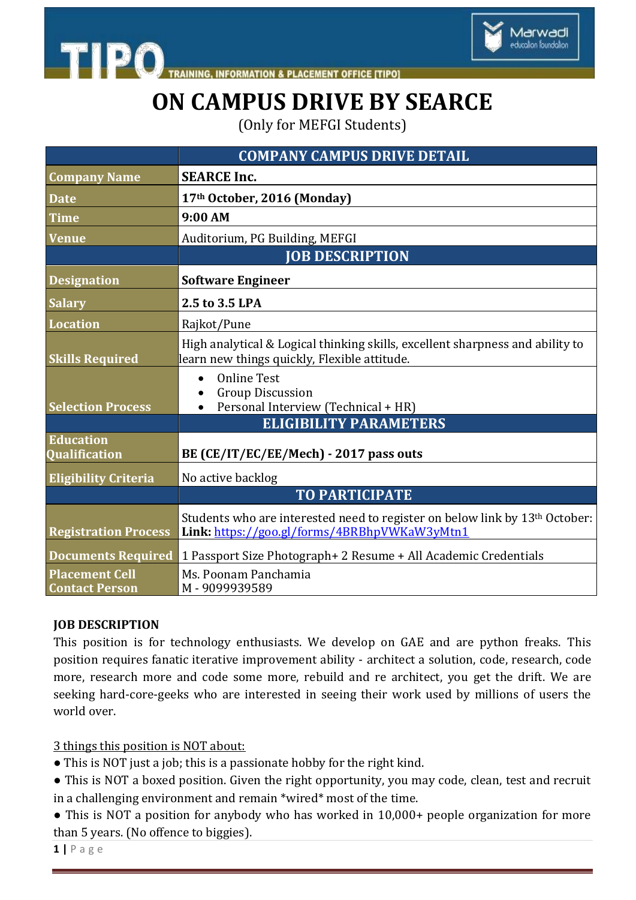# ON CAMPUS DRIVE BY SEARCE

(Only for MEFGI Students)

| | COMPANY CAMPUS DRIVE DETAIL |
|---|---|
| **Company Name** | **SEARCE Inc.** |
| **Date** | **17th October, 2016 (Monday)** |
| **Time** | **9:00 AM** |
| **Venue** | Auditorium, PG Building, MEFGI |
| | **JOB DESCRIPTION** |
| **Designation** | **Software Engineer** |
| **Salary** | **2.5 to 3.5 LPA** |
| **Location** | Rajkot/Pune |
| **Skills Required** | High analytical & Logical thinking skills, excellent sharpness and ability to learn new things quickly, Flexible attitude. |
| **Selection Process** | • Online Test<br>• Group Discussion<br>• Personal Interview (Technical + HR) |
| | **ELIGIBILITY PARAMETERS** |
| **Education Qualification** | **BE (CE/IT/EC/EE/Mech) - 2017 pass outs** |
| **Eligibility Criteria** | No active backlog |
| | **TO PARTICIPATE** |
| **Registration Process** | Students who are interested need to register on below link by 13th October: **Link:** https://goo.gl/forms/4BRBhpVWKaW3yMtn1 |
| **Documents Required** | 1 Passport Size Photograph+ 2 Resume + All Academic Credentials |
| **Placement Cell Contact Person** | Ms. Poonam Panchamia<br>M - 9099939589 |

**JOB DESCRIPTION**

This position is for technology enthusiasts. We develop on GAE and are python freaks. This position requires fanatic iterative improvement ability - architect a solution, code, research, code more, research more and code some more, rebuild and re architect, you get the drift. We are seeking hard-core-geeks who are interested in seeing their work used by millions of users the world over.

3 things this position is NOT about:

- This is NOT just a job; this is a passionate hobby for the right kind.
- This is NOT a boxed position. Given the right opportunity, you may code, clean, test and recruit in a challenging environment and remain *wired* most of the time.
- This is NOT a position for anybody who has worked in 10,000+ people organization for more than 5 years. (No offence to biggies).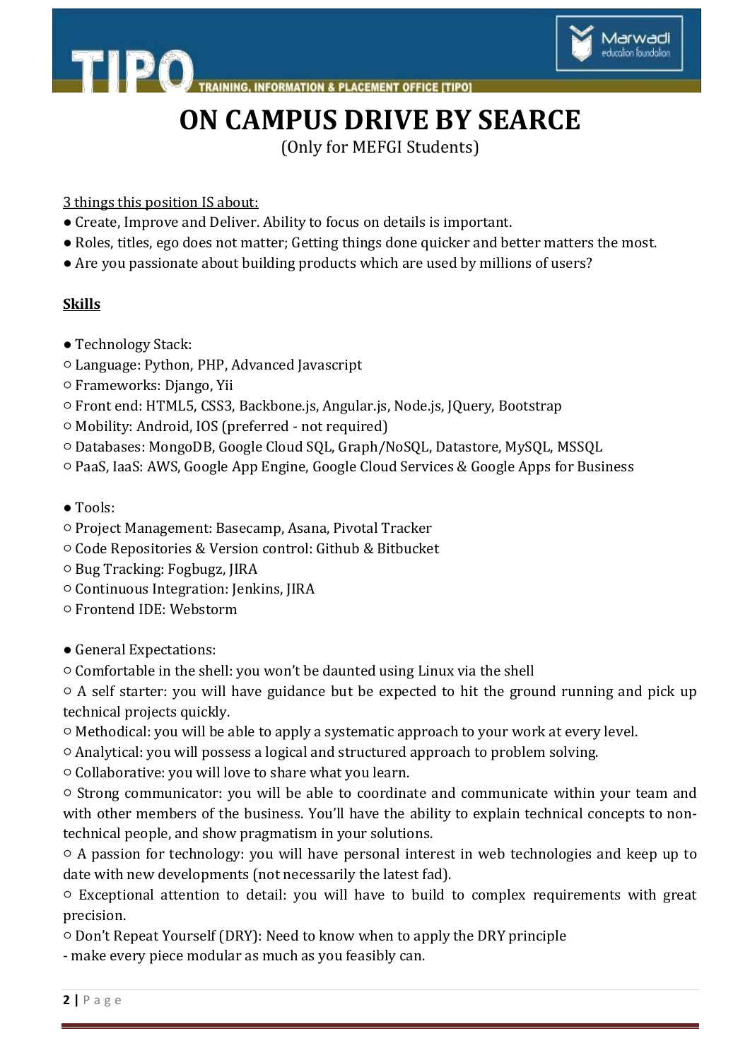# ON CAMPUS DRIVE BY SEARCE

(Only for MEFGI Students)

3 things this position IS about:

- Create, Improve and Deliver. Ability to focus on details is important.
- Roles, titles, ego does not matter; Getting things done quicker and better matters the most.
- Are you passionate about building products which are used by millions of users?

**Skills**

- Technology Stack:
  - Language: Python, PHP, Advanced Javascript
  - Frameworks: Django, Yii
  - Front end: HTML5, CSS3, Backbone.js, Angular.js, Node.js, JQuery, Bootstrap
  - Mobility: Android, IOS (preferred - not required)
  - Databases: MongoDB, Google Cloud SQL, Graph/NoSQL, Datastore, MySQL, MSSQL
  - PaaS, IaaS: AWS, Google App Engine, Google Cloud Services & Google Apps for Business

- Tools:
  - Project Management: Basecamp, Asana, Pivotal Tracker
  - Code Repositories & Version control: Github & Bitbucket
  - Bug Tracking: Fogbugz, JIRA
  - Continuous Integration: Jenkins, JIRA
  - Frontend IDE: Webstorm

- General Expectations:
  - Comfortable in the shell: you won't be daunted using Linux via the shell
  - A self starter: you will have guidance but be expected to hit the ground running and pick up technical projects quickly.
  - Methodical: you will be able to apply a systematic approach to your work at every level.
  - Analytical: you will possess a logical and structured approach to problem solving.
  - Collaborative: you will love to share what you learn.
  - Strong communicator: you will be able to coordinate and communicate within your team and with other members of the business. You'll have the ability to explain technical concepts to non-technical people, and show pragmatism in your solutions.
  - A passion for technology: you will have personal interest in web technologies and keep up to date with new developments (not necessarily the latest fad).
  - Exceptional attention to detail: you will have to build to complex requirements with great precision.
  - Don't Repeat Yourself (DRY): Need to know when to apply the DRY principle
    - make every piece modular as much as you feasibly can.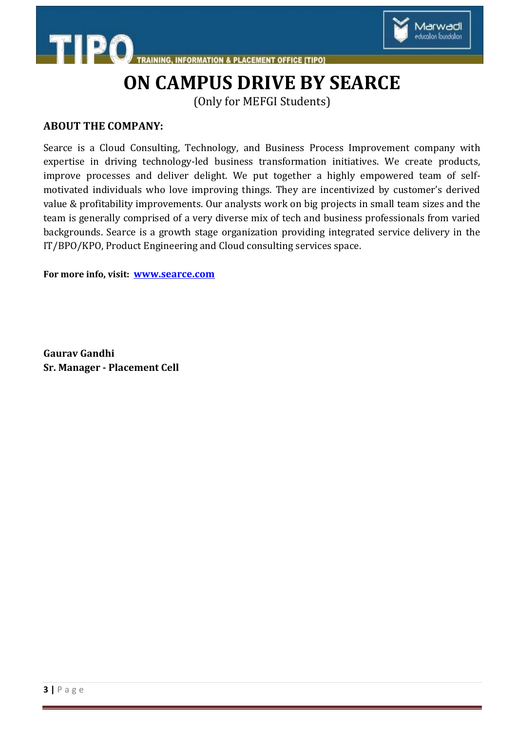# ON CAMPUS DRIVE BY SEARCE

(Only for MEFGI Students)

**ABOUT THE COMPANY:**

Searce is a Cloud Consulting, Technology, and Business Process Improvement company with expertise in driving technology-led business transformation initiatives. We create products, improve processes and deliver delight. We put together a highly empowered team of self-motivated individuals who love improving things. They are incentivized by customer's derived value & profitability improvements. Our analysts work on big projects in small team sizes and the team is generally comprised of a very diverse mix of tech and business professionals from varied backgrounds. Searce is a growth stage organization providing integrated service delivery in the IT/BPO/KPO, Product Engineering and Cloud consulting services space.

**For more info, visit: [www.searce.com](http://www.searce.com)**

**Gaurav Gandhi**
**Sr. Manager - Placement Cell**